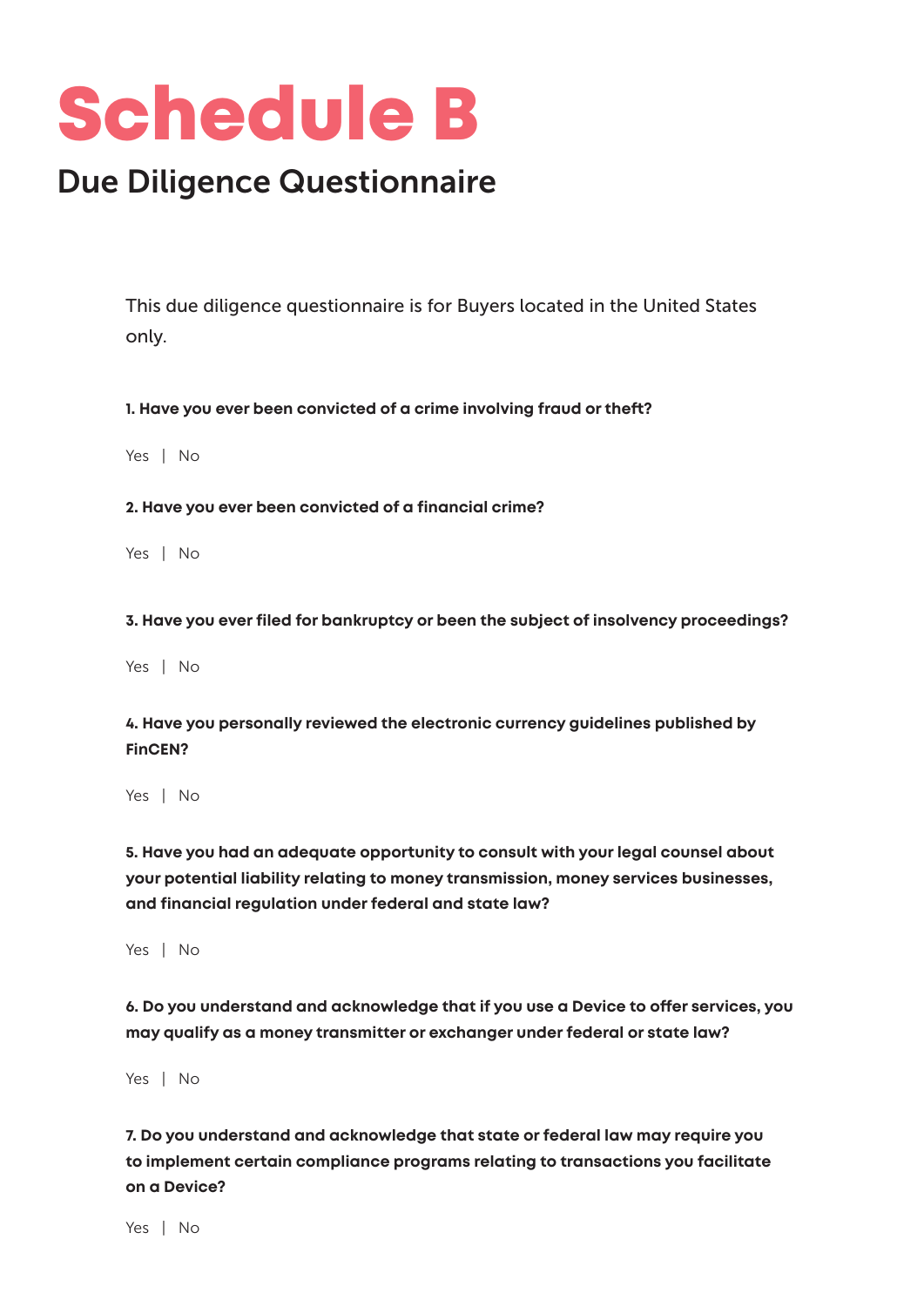# Schedule B

## Due Diligence Questionnaire

This due diligence questionnaire is for Buyers located in the United States only.

**1. Have you ever been convicted of a crime involving fraud or theft?**

Yes | No

**2. Have you ever been convicted of a financial crime?**

Yes | No

**3. Have you ever filed for bankruptcy or been the subject of insolvency proceedings?**

Yes | No

**4. Have you personally reviewed the electronic currency guidelines published by FinCEN?**

Yes | No

**5. Have you had an adequate opportunity to consult with your legal counsel about your potential liability relating to money transmission, money services businesses, and financial regulation under federal and state law?**

Yes | No

**6. Do you understand and acknowledge that if you use a Device to offer services, you may qualify as a money transmitter or exchanger under federal or state law?**

Yes | No

**7. Do you understand and acknowledge that state or federal law may require you to implement certain compliance programs relating to transactions you facilitate on a Device?**

Yes | No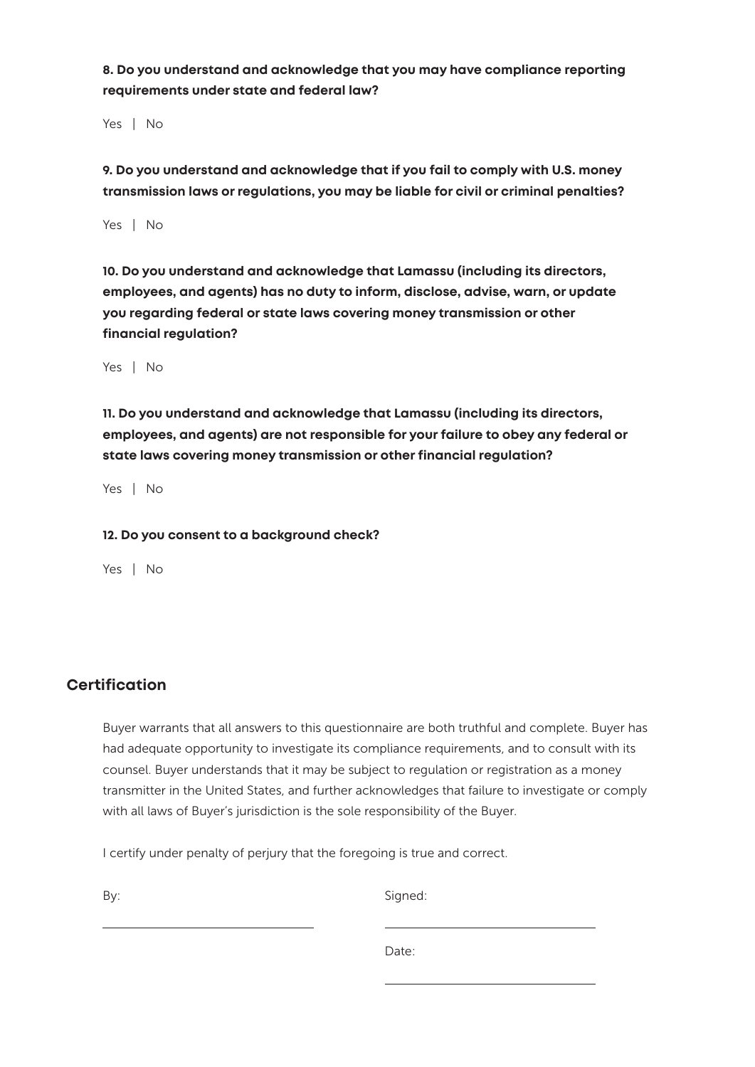**8. Do you understand and acknowledge that you may have compliance reporting requirements under state and federal law?**

Yes | No

**9. Do you understand and acknowledge that if you fail to comply with U.S. money transmission laws or regulations, you may be liable for civil or criminal penalties?**

Yes | No

**10. Do you understand and acknowledge that Lamassu (including its directors, employees, and agents) has no duty to inform, disclose, advise, warn, or update you regarding federal or state laws covering money transmission or other financial regulation?**

Yes | No

**11. Do you understand and acknowledge that Lamassu (including its directors, employees, and agents) are not responsible for your failure to obey any federal or state laws covering money transmission or other financial regulation?**

Yes | No

**12. Do you consent to a background check?**

Yes | No

## Certification

Buyer warrants that all answers to this questionnaire are both truthful and complete. Buyer has had adequate opportunity to investigate its compliance requirements, and to consult with its counsel. Buyer understands that it may be subject to regulation or registration as a money transmitter in the United States, and further acknowledges that failure to investigate or comply with all laws of Buyer's jurisdiction is the sole responsibility of the Buyer.

I certify under penalty of perjury that the foregoing is true and correct.

By: ______________________________

Signed: ______________________________

Date: ______________________________